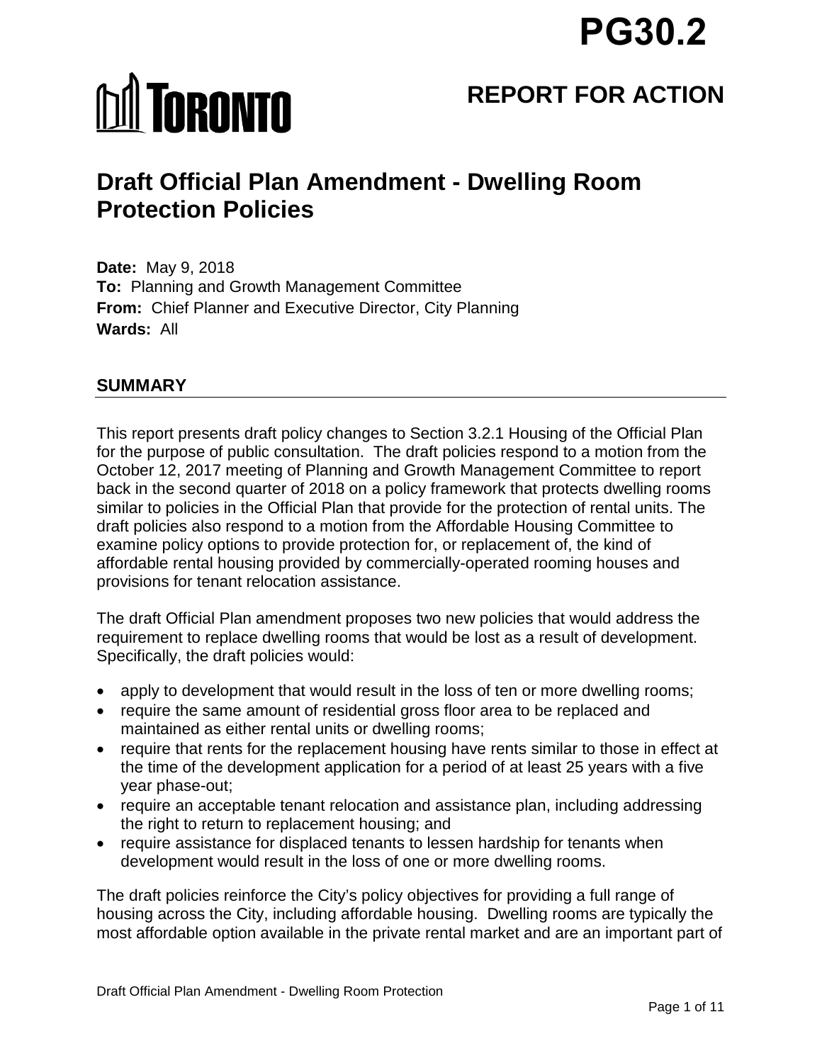PG30.2

TORONTO

# REPORT FOR ACTION

# Draft Official Plan Amendment - Dwelling Room Protection Policies

**Date:** May 9, 2018
**To:** Planning and Growth Management Committee
**From:** Chief Planner and Executive Director, City Planning
**Wards:** All

## SUMMARY

This report presents draft policy changes to Section 3.2.1 Housing of the Official Plan for the purpose of public consultation. The draft policies respond to a motion from the October 12, 2017 meeting of Planning and Growth Management Committee to report back in the second quarter of 2018 on a policy framework that protects dwelling rooms similar to policies in the Official Plan that provide for the protection of rental units. The draft policies also respond to a motion from the Affordable Housing Committee to examine policy options to provide protection for, or replacement of, the kind of affordable rental housing provided by commercially-operated rooming houses and provisions for tenant relocation assistance.

The draft Official Plan amendment proposes two new policies that would address the requirement to replace dwelling rooms that would be lost as a result of development. Specifically, the draft policies would:

- apply to development that would result in the loss of ten or more dwelling rooms;
- require the same amount of residential gross floor area to be replaced and maintained as either rental units or dwelling rooms;
- require that rents for the replacement housing have rents similar to those in effect at the time of the development application for a period of at least 25 years with a five year phase-out;
- require an acceptable tenant relocation and assistance plan, including addressing the right to return to replacement housing; and
- require assistance for displaced tenants to lessen hardship for tenants when development would result in the loss of one or more dwelling rooms.

The draft policies reinforce the City's policy objectives for providing a full range of housing across the City, including affordable housing. Dwelling rooms are typically the most affordable option available in the private rental market and are an important part of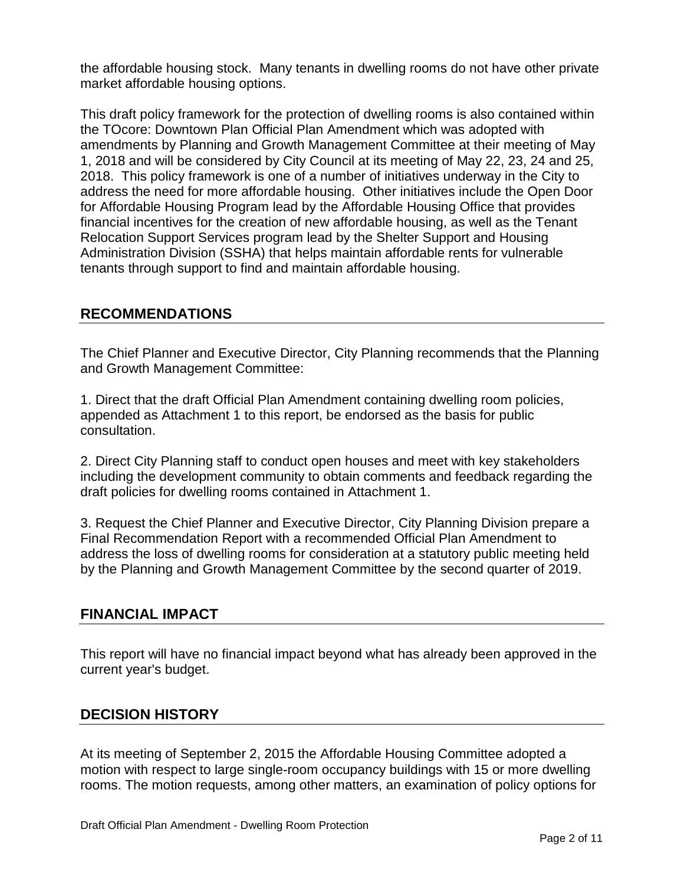the affordable housing stock. Many tenants in dwelling rooms do not have other private market affordable housing options.

This draft policy framework for the protection of dwelling rooms is also contained within the TOcore: Downtown Plan Official Plan Amendment which was adopted with amendments by Planning and Growth Management Committee at their meeting of May 1, 2018 and will be considered by City Council at its meeting of May 22, 23, 24 and 25, 2018. This policy framework is one of a number of initiatives underway in the City to address the need for more affordable housing. Other initiatives include the Open Door for Affordable Housing Program lead by the Affordable Housing Office that provides financial incentives for the creation of new affordable housing, as well as the Tenant Relocation Support Services program lead by the Shelter Support and Housing Administration Division (SSHA) that helps maintain affordable rents for vulnerable tenants through support to find and maintain affordable housing.

## RECOMMENDATIONS

The Chief Planner and Executive Director, City Planning recommends that the Planning and Growth Management Committee:

1. Direct that the draft Official Plan Amendment containing dwelling room policies, appended as Attachment 1 to this report, be endorsed as the basis for public consultation.

2. Direct City Planning staff to conduct open houses and meet with key stakeholders including the development community to obtain comments and feedback regarding the draft policies for dwelling rooms contained in Attachment 1.

3. Request the Chief Planner and Executive Director, City Planning Division prepare a Final Recommendation Report with a recommended Official Plan Amendment to address the loss of dwelling rooms for consideration at a statutory public meeting held by the Planning and Growth Management Committee by the second quarter of 2019.

## FINANCIAL IMPACT

This report will have no financial impact beyond what has already been approved in the current year's budget.

## DECISION HISTORY

At its meeting of September 2, 2015 the Affordable Housing Committee adopted a motion with respect to large single-room occupancy buildings with 15 or more dwelling rooms. The motion requests, among other matters, an examination of policy options for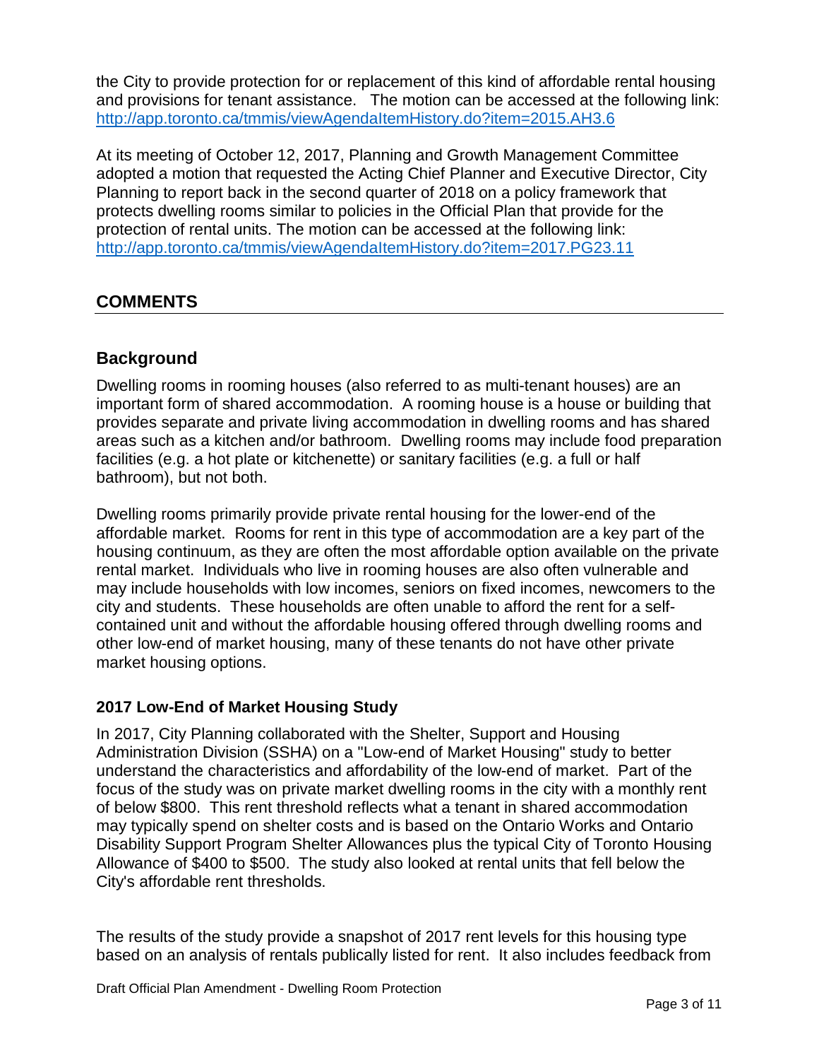the City to provide protection for or replacement of this kind of affordable rental housing and provisions for tenant assistance. The motion can be accessed at the following link: http://app.toronto.ca/tmmis/viewAgendaItemHistory.do?item=2015.AH3.6

At its meeting of October 12, 2017, Planning and Growth Management Committee adopted a motion that requested the Acting Chief Planner and Executive Director, City Planning to report back in the second quarter of 2018 on a policy framework that protects dwelling rooms similar to policies in the Official Plan that provide for the protection of rental units. The motion can be accessed at the following link: http://app.toronto.ca/tmmis/viewAgendaItemHistory.do?item=2017.PG23.11

## COMMENTS

### Background

Dwelling rooms in rooming houses (also referred to as multi-tenant houses) are an important form of shared accommodation. A rooming house is a house or building that provides separate and private living accommodation in dwelling rooms and has shared areas such as a kitchen and/or bathroom. Dwelling rooms may include food preparation facilities (e.g. a hot plate or kitchenette) or sanitary facilities (e.g. a full or half bathroom), but not both.

Dwelling rooms primarily provide private rental housing for the lower-end of the affordable market. Rooms for rent in this type of accommodation are a key part of the housing continuum, as they are often the most affordable option available on the private rental market. Individuals who live in rooming houses are also often vulnerable and may include households with low incomes, seniors on fixed incomes, newcomers to the city and students. These households are often unable to afford the rent for a self-contained unit and without the affordable housing offered through dwelling rooms and other low-end of market housing, many of these tenants do not have other private market housing options.

#### 2017 Low-End of Market Housing Study

In 2017, City Planning collaborated with the Shelter, Support and Housing Administration Division (SSHA) on a "Low-end of Market Housing" study to better understand the characteristics and affordability of the low-end of market. Part of the focus of the study was on private market dwelling rooms in the city with a monthly rent of below $800. This rent threshold reflects what a tenant in shared accommodation may typically spend on shelter costs and is based on the Ontario Works and Ontario Disability Support Program Shelter Allowances plus the typical City of Toronto Housing Allowance of $400 to $500. The study also looked at rental units that fell below the City's affordable rent thresholds.

The results of the study provide a snapshot of 2017 rent levels for this housing type based on an analysis of rentals publically listed for rent. It also includes feedback from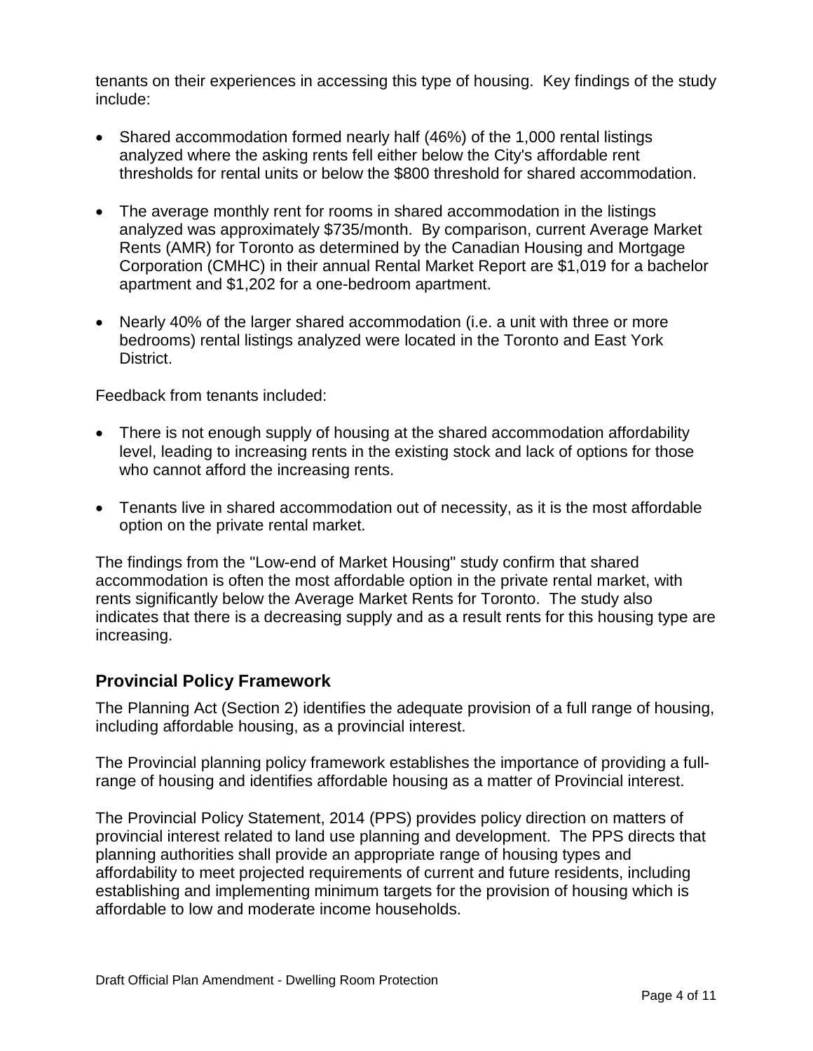tenants on their experiences in accessing this type of housing. Key findings of the study include:

- Shared accommodation formed nearly half (46%) of the 1,000 rental listings analyzed where the asking rents fell either below the City's affordable rent thresholds for rental units or below the $800 threshold for shared accommodation.
- The average monthly rent for rooms in shared accommodation in the listings analyzed was approximately $735/month. By comparison, current Average Market Rents (AMR) for Toronto as determined by the Canadian Housing and Mortgage Corporation (CMHC) in their annual Rental Market Report are $1,019 for a bachelor apartment and $1,202 for a one-bedroom apartment.
- Nearly 40% of the larger shared accommodation (i.e. a unit with three or more bedrooms) rental listings analyzed were located in the Toronto and East York District.

Feedback from tenants included:

- There is not enough supply of housing at the shared accommodation affordability level, leading to increasing rents in the existing stock and lack of options for those who cannot afford the increasing rents.
- Tenants live in shared accommodation out of necessity, as it is the most affordable option on the private rental market.

The findings from the "Low-end of Market Housing" study confirm that shared accommodation is often the most affordable option in the private rental market, with rents significantly below the Average Market Rents for Toronto. The study also indicates that there is a decreasing supply and as a result rents for this housing type are increasing.

## Provincial Policy Framework

The Planning Act (Section 2) identifies the adequate provision of a full range of housing, including affordable housing, as a provincial interest.

The Provincial planning policy framework establishes the importance of providing a full-range of housing and identifies affordable housing as a matter of Provincial interest.

The Provincial Policy Statement, 2014 (PPS) provides policy direction on matters of provincial interest related to land use planning and development. The PPS directs that planning authorities shall provide an appropriate range of housing types and affordability to meet projected requirements of current and future residents, including establishing and implementing minimum targets for the provision of housing which is affordable to low and moderate income households.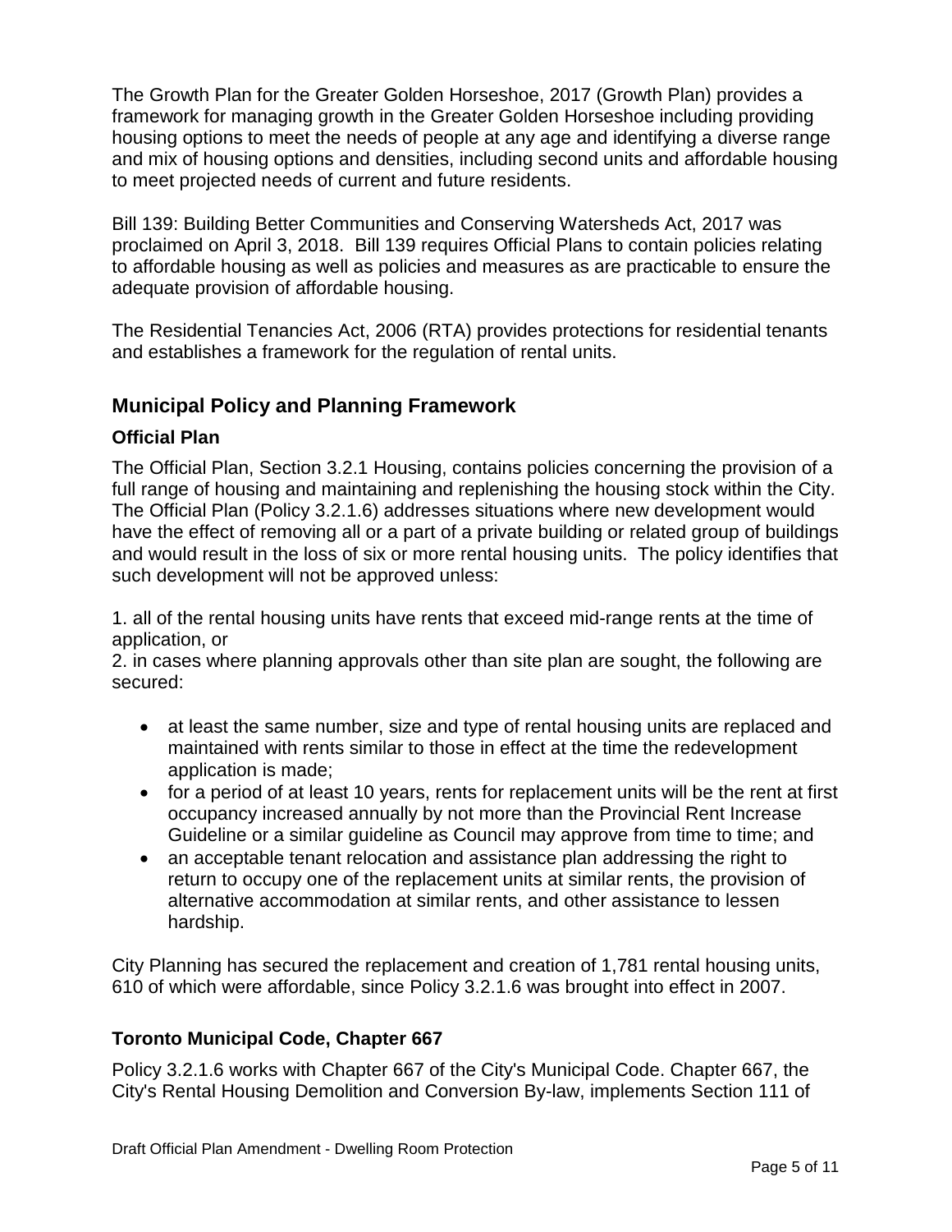The Growth Plan for the Greater Golden Horseshoe, 2017 (Growth Plan) provides a framework for managing growth in the Greater Golden Horseshoe including providing housing options to meet the needs of people at any age and identifying a diverse range and mix of housing options and densities, including second units and affordable housing to meet projected needs of current and future residents.

Bill 139: Building Better Communities and Conserving Watersheds Act, 2017 was proclaimed on April 3, 2018. Bill 139 requires Official Plans to contain policies relating to affordable housing as well as policies and measures as are practicable to ensure the adequate provision of affordable housing.

The Residential Tenancies Act, 2006 (RTA) provides protections for residential tenants and establishes a framework for the regulation of rental units.

## Municipal Policy and Planning Framework

### Official Plan

The Official Plan, Section 3.2.1 Housing, contains policies concerning the provision of a full range of housing and maintaining and replenishing the housing stock within the City. The Official Plan (Policy 3.2.1.6) addresses situations where new development would have the effect of removing all or a part of a private building or related group of buildings and would result in the loss of six or more rental housing units. The policy identifies that such development will not be approved unless:

1. all of the rental housing units have rents that exceed mid-range rents at the time of application, or
2. in cases where planning approvals other than site plan are sought, the following are secured:

- at least the same number, size and type of rental housing units are replaced and maintained with rents similar to those in effect at the time the redevelopment application is made;
- for a period of at least 10 years, rents for replacement units will be the rent at first occupancy increased annually by not more than the Provincial Rent Increase Guideline or a similar guideline as Council may approve from time to time; and
- an acceptable tenant relocation and assistance plan addressing the right to return to occupy one of the replacement units at similar rents, the provision of alternative accommodation at similar rents, and other assistance to lessen hardship.

City Planning has secured the replacement and creation of 1,781 rental housing units, 610 of which were affordable, since Policy 3.2.1.6 was brought into effect in 2007.

### Toronto Municipal Code, Chapter 667

Policy 3.2.1.6 works with Chapter 667 of the City's Municipal Code. Chapter 667, the City's Rental Housing Demolition and Conversion By-law, implements Section 111 of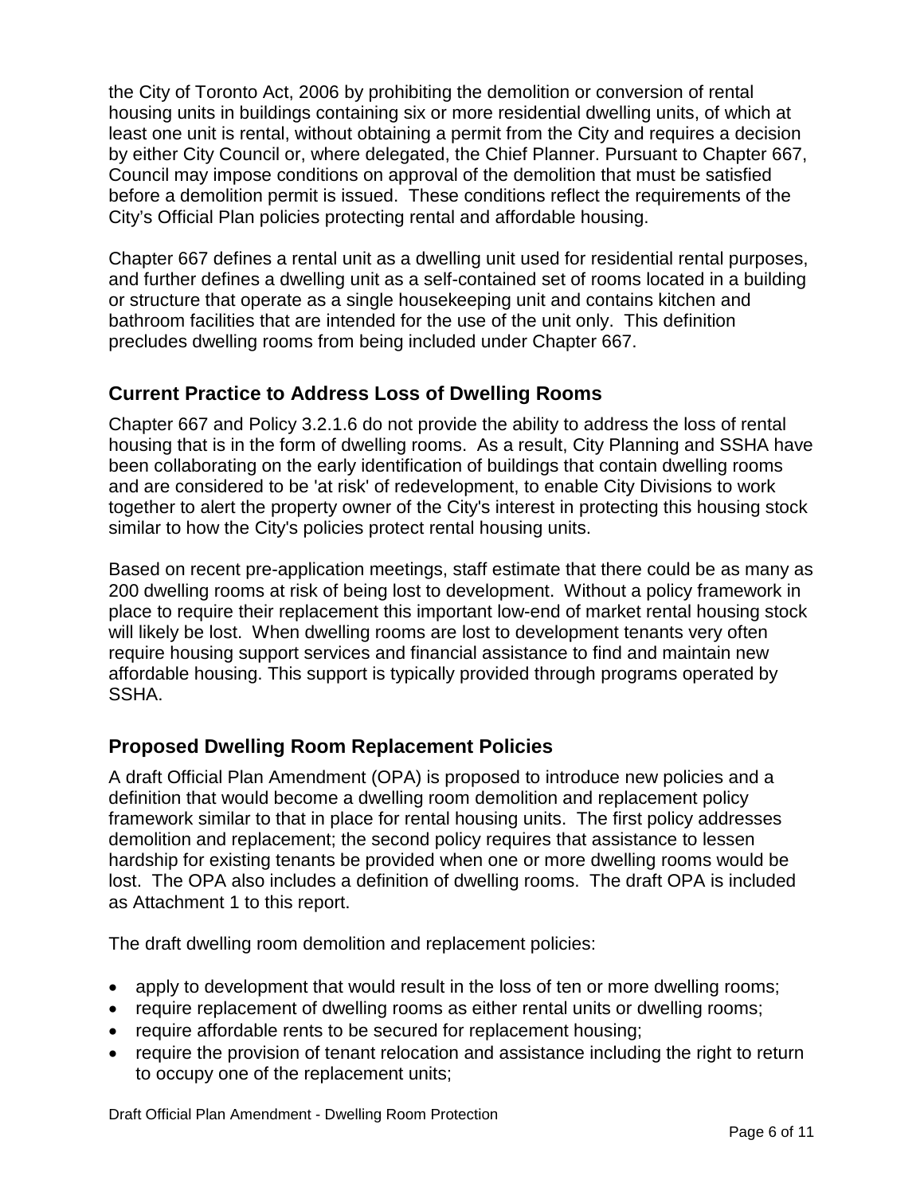the City of Toronto Act, 2006 by prohibiting the demolition or conversion of rental housing units in buildings containing six or more residential dwelling units, of which at least one unit is rental, without obtaining a permit from the City and requires a decision by either City Council or, where delegated, the Chief Planner. Pursuant to Chapter 667, Council may impose conditions on approval of the demolition that must be satisfied before a demolition permit is issued. These conditions reflect the requirements of the City's Official Plan policies protecting rental and affordable housing.

Chapter 667 defines a rental unit as a dwelling unit used for residential rental purposes, and further defines a dwelling unit as a self-contained set of rooms located in a building or structure that operate as a single housekeeping unit and contains kitchen and bathroom facilities that are intended for the use of the unit only. This definition precludes dwelling rooms from being included under Chapter 667.

## Current Practice to Address Loss of Dwelling Rooms

Chapter 667 and Policy 3.2.1.6 do not provide the ability to address the loss of rental housing that is in the form of dwelling rooms. As a result, City Planning and SSHA have been collaborating on the early identification of buildings that contain dwelling rooms and are considered to be 'at risk' of redevelopment, to enable City Divisions to work together to alert the property owner of the City's interest in protecting this housing stock similar to how the City's policies protect rental housing units.

Based on recent pre-application meetings, staff estimate that there could be as many as 200 dwelling rooms at risk of being lost to development. Without a policy framework in place to require their replacement this important low-end of market rental housing stock will likely be lost. When dwelling rooms are lost to development tenants very often require housing support services and financial assistance to find and maintain new affordable housing. This support is typically provided through programs operated by SSHA.

## Proposed Dwelling Room Replacement Policies

A draft Official Plan Amendment (OPA) is proposed to introduce new policies and a definition that would become a dwelling room demolition and replacement policy framework similar to that in place for rental housing units. The first policy addresses demolition and replacement; the second policy requires that assistance to lessen hardship for existing tenants be provided when one or more dwelling rooms would be lost. The OPA also includes a definition of dwelling rooms. The draft OPA is included as Attachment 1 to this report.

The draft dwelling room demolition and replacement policies:

- apply to development that would result in the loss of ten or more dwelling rooms;
- require replacement of dwelling rooms as either rental units or dwelling rooms;
- require affordable rents to be secured for replacement housing;
- require the provision of tenant relocation and assistance including the right to return to occupy one of the replacement units;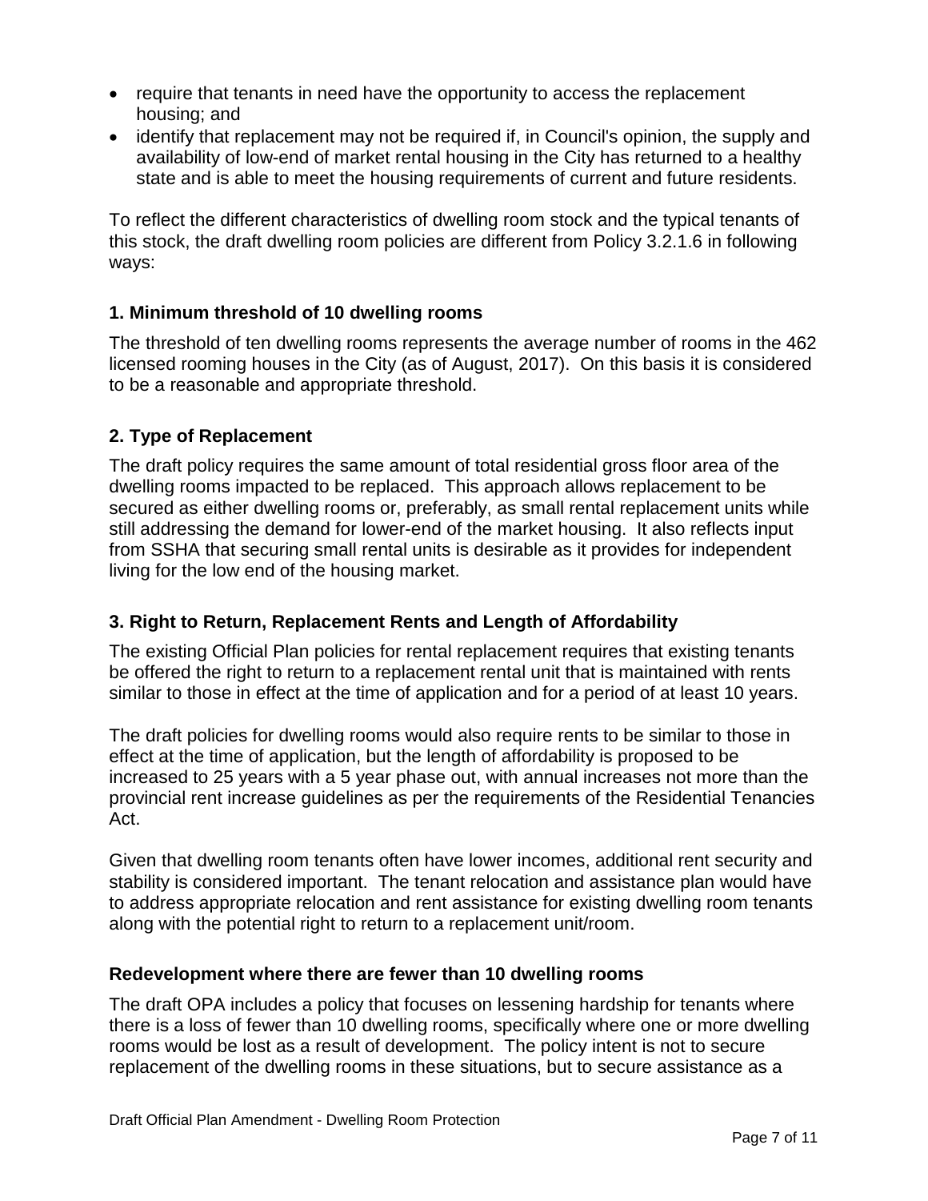- require that tenants in need have the opportunity to access the replacement housing; and
- identify that replacement may not be required if, in Council's opinion, the supply and availability of low-end of market rental housing in the City has returned to a healthy state and is able to meet the housing requirements of current and future residents.

To reflect the different characteristics of dwelling room stock and the typical tenants of this stock, the draft dwelling room policies are different from Policy 3.2.1.6 in following ways:

### 1. Minimum threshold of 10 dwelling rooms

The threshold of ten dwelling rooms represents the average number of rooms in the 462 licensed rooming houses in the City (as of August, 2017). On this basis it is considered to be a reasonable and appropriate threshold.

### 2. Type of Replacement

The draft policy requires the same amount of total residential gross floor area of the dwelling rooms impacted to be replaced. This approach allows replacement to be secured as either dwelling rooms or, preferably, as small rental replacement units while still addressing the demand for lower-end of the market housing. It also reflects input from SSHA that securing small rental units is desirable as it provides for independent living for the low end of the housing market.

### 3. Right to Return, Replacement Rents and Length of Affordability

The existing Official Plan policies for rental replacement requires that existing tenants be offered the right to return to a replacement rental unit that is maintained with rents similar to those in effect at the time of application and for a period of at least 10 years.

The draft policies for dwelling rooms would also require rents to be similar to those in effect at the time of application, but the length of affordability is proposed to be increased to 25 years with a 5 year phase out, with annual increases not more than the provincial rent increase guidelines as per the requirements of the Residential Tenancies Act.

Given that dwelling room tenants often have lower incomes, additional rent security and stability is considered important. The tenant relocation and assistance plan would have to address appropriate relocation and rent assistance for existing dwelling room tenants along with the potential right to return to a replacement unit/room.

### Redevelopment where there are fewer than 10 dwelling rooms

The draft OPA includes a policy that focuses on lessening hardship for tenants where there is a loss of fewer than 10 dwelling rooms, specifically where one or more dwelling rooms would be lost as a result of development. The policy intent is not to secure replacement of the dwelling rooms in these situations, but to secure assistance as a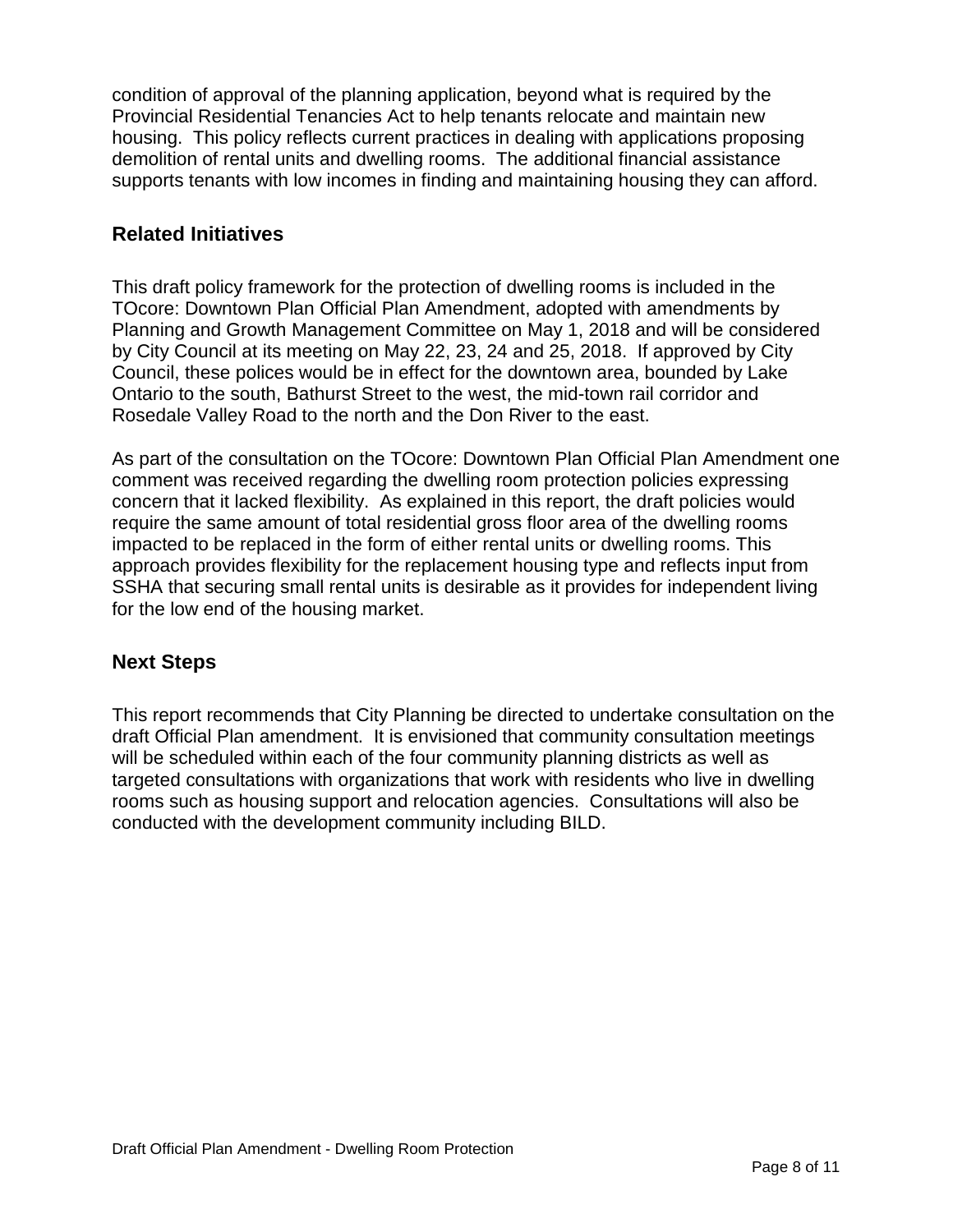condition of approval of the planning application, beyond what is required by the Provincial Residential Tenancies Act to help tenants relocate and maintain new housing. This policy reflects current practices in dealing with applications proposing demolition of rental units and dwelling rooms. The additional financial assistance supports tenants with low incomes in finding and maintaining housing they can afford.

## Related Initiatives

This draft policy framework for the protection of dwelling rooms is included in the TOcore: Downtown Plan Official Plan Amendment, adopted with amendments by Planning and Growth Management Committee on May 1, 2018 and will be considered by City Council at its meeting on May 22, 23, 24 and 25, 2018. If approved by City Council, these polices would be in effect for the downtown area, bounded by Lake Ontario to the south, Bathurst Street to the west, the mid-town rail corridor and Rosedale Valley Road to the north and the Don River to the east.

As part of the consultation on the TOcore: Downtown Plan Official Plan Amendment one comment was received regarding the dwelling room protection policies expressing concern that it lacked flexibility. As explained in this report, the draft policies would require the same amount of total residential gross floor area of the dwelling rooms impacted to be replaced in the form of either rental units or dwelling rooms. This approach provides flexibility for the replacement housing type and reflects input from SSHA that securing small rental units is desirable as it provides for independent living for the low end of the housing market.

## Next Steps

This report recommends that City Planning be directed to undertake consultation on the draft Official Plan amendment. It is envisioned that community consultation meetings will be scheduled within each of the four community planning districts as well as targeted consultations with organizations that work with residents who live in dwelling rooms such as housing support and relocation agencies. Consultations will also be conducted with the development community including BILD.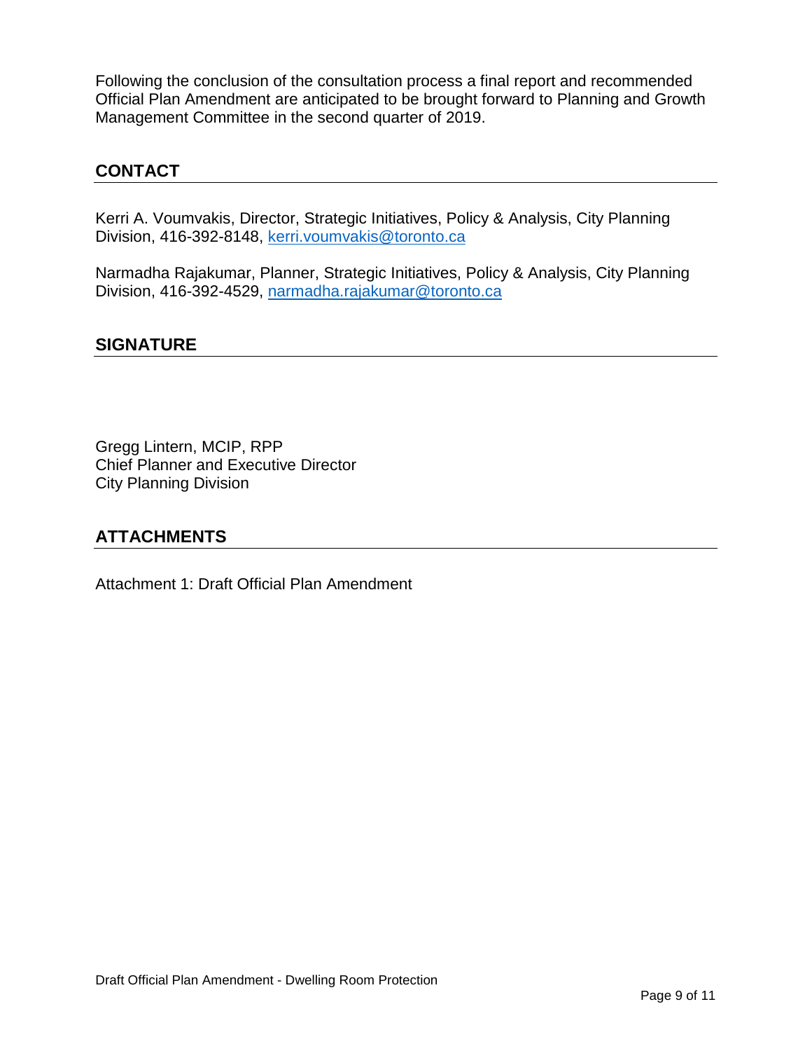Following the conclusion of the consultation process a final report and recommended Official Plan Amendment are anticipated to be brought forward to Planning and Growth Management Committee in the second quarter of 2019.

## CONTACT

Kerri A. Voumvakis, Director, Strategic Initiatives, Policy & Analysis, City Planning Division, 416-392-8148, kerri.voumvakis@toronto.ca

Narmadha Rajakumar, Planner, Strategic Initiatives, Policy & Analysis, City Planning Division, 416-392-4529, narmadha.rajakumar@toronto.ca

## SIGNATURE

Gregg Lintern, MCIP, RPP
Chief Planner and Executive Director
City Planning Division

## ATTACHMENTS

Attachment 1: Draft Official Plan Amendment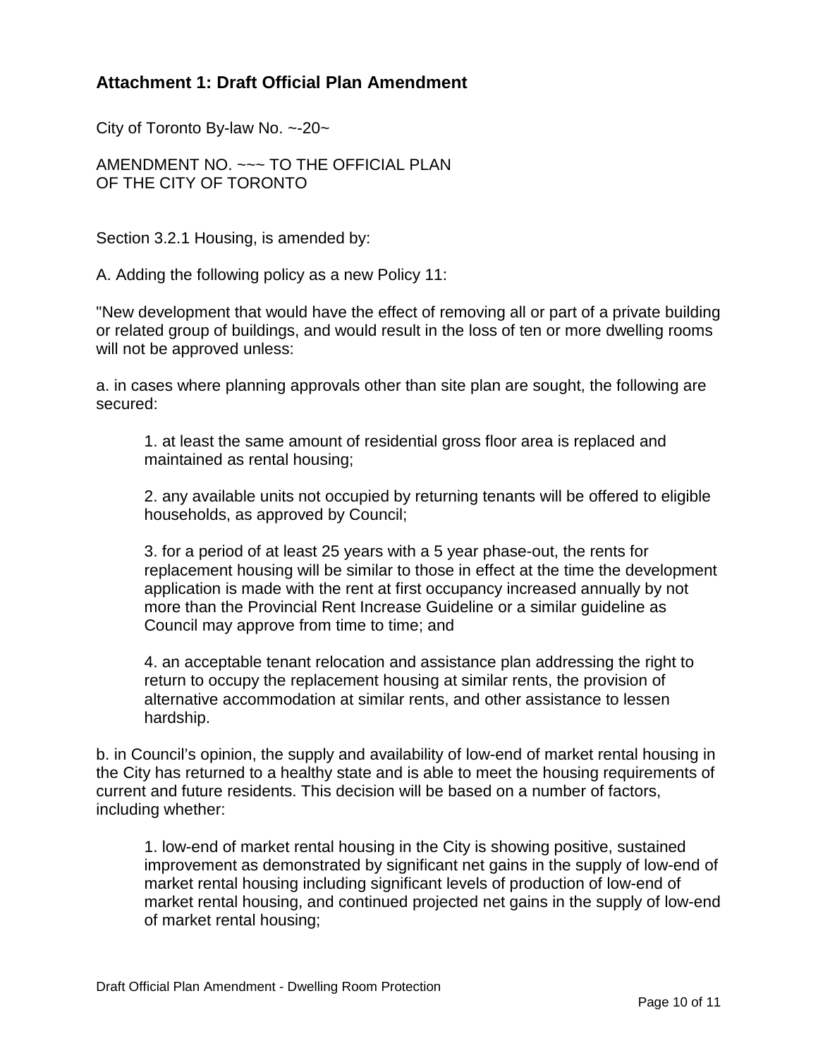## Attachment 1: Draft Official Plan Amendment

City of Toronto By-law No. ~-20~

AMENDMENT NO. ~~~ TO THE OFFICIAL PLAN
OF THE CITY OF TORONTO

Section 3.2.1 Housing, is amended by:

A. Adding the following policy as a new Policy 11:

"New development that would have the effect of removing all or part of a private building or related group of buildings, and would result in the loss of ten or more dwelling rooms will not be approved unless:

a. in cases where planning approvals other than site plan are sought, the following are secured:

> 1. at least the same amount of residential gross floor area is replaced and maintained as rental housing;
>
> 2. any available units not occupied by returning tenants will be offered to eligible households, as approved by Council;
>
> 3. for a period of at least 25 years with a 5 year phase-out, the rents for replacement housing will be similar to those in effect at the time the development application is made with the rent at first occupancy increased annually by not more than the Provincial Rent Increase Guideline or a similar guideline as Council may approve from time to time; and
>
> 4. an acceptable tenant relocation and assistance plan addressing the right to return to occupy the replacement housing at similar rents, the provision of alternative accommodation at similar rents, and other assistance to lessen hardship.

b. in Council's opinion, the supply and availability of low-end of market rental housing in the City has returned to a healthy state and is able to meet the housing requirements of current and future residents. This decision will be based on a number of factors, including whether:

> 1. low-end of market rental housing in the City is showing positive, sustained improvement as demonstrated by significant net gains in the supply of low-end of market rental housing including significant levels of production of low-end of market rental housing, and continued projected net gains in the supply of low-end of market rental housing;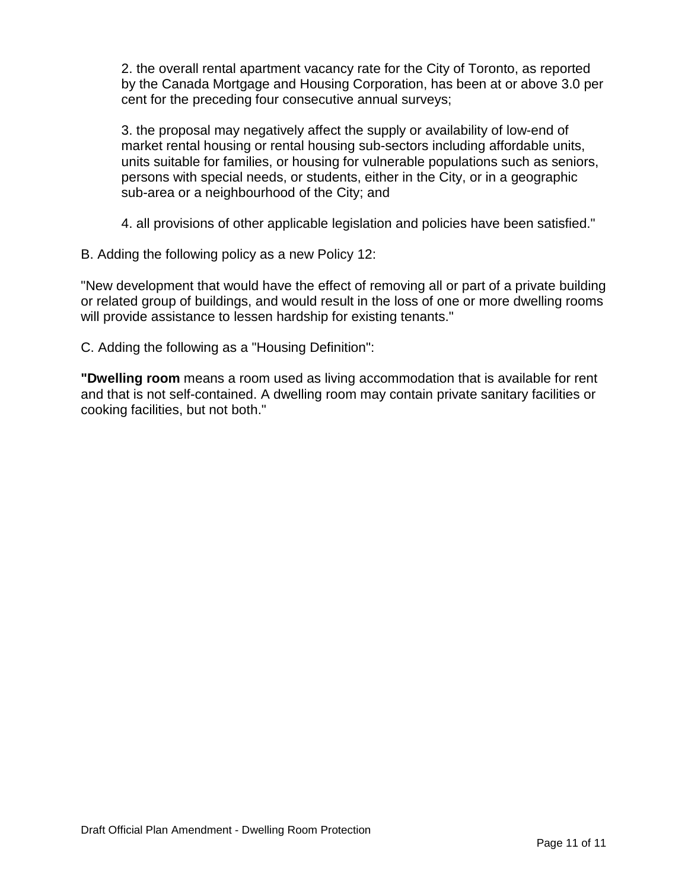2. the overall rental apartment vacancy rate for the City of Toronto, as reported by the Canada Mortgage and Housing Corporation, has been at or above 3.0 per cent for the preceding four consecutive annual surveys;

3. the proposal may negatively affect the supply or availability of low-end of market rental housing or rental housing sub-sectors including affordable units, units suitable for families, or housing for vulnerable populations such as seniors, persons with special needs, or students, either in the City, or in a geographic sub-area or a neighbourhood of the City; and

4. all provisions of other applicable legislation and policies have been satisfied."

B. Adding the following policy as a new Policy 12:

"New development that would have the effect of removing all or part of a private building or related group of buildings, and would result in the loss of one or more dwelling rooms will provide assistance to lessen hardship for existing tenants."

C. Adding the following as a "Housing Definition":

**"Dwelling room** means a room used as living accommodation that is available for rent and that is not self-contained. A dwelling room may contain private sanitary facilities or cooking facilities, but not both."